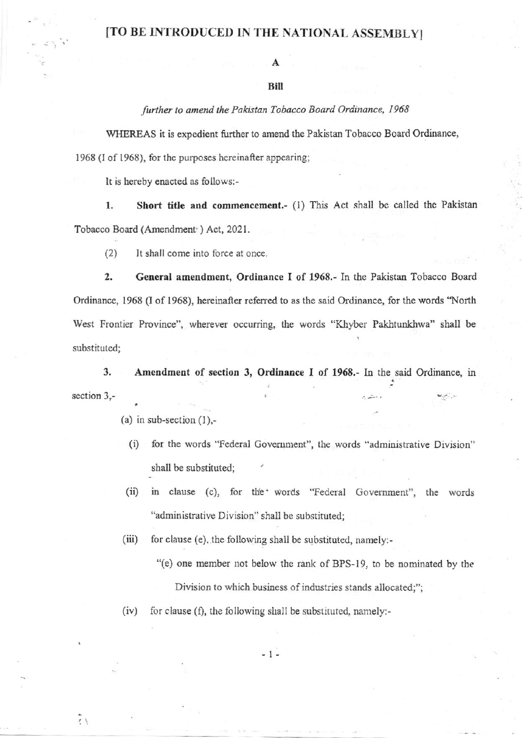# [TO BE INTRODUCED IN THE NATIONAL ASSEMBLY]

**A**

**Bill**

*further to amend the Pakistan Tobacco Board Ordinance, 1968*

WHEREAS it is expedient further to amend the Pakistan Tobacco Board Ordinance, 1968 (I of 1968), for the purposes hereinafter appearing;

It is hereby enacted as follows:-

**1. Short title and commencement.-** (1) This Act shall be called the Pakistan Tobacco Board (Amendment ) Act, 2021.

(2) It shall come into force at once.

**2. General amendment, Ordinance I of 1968.-** In the Pakistan Tobacco Board Ordinance, 1968 (I of 1968), hereinafter referred to as the said Ordinance, for the words "North West Frontier Province", wherever occurring, the words "Khyber Pakhtunkhwa" shall be substituted;

**3. Amendment of section 3, Ordinance I of 1968.-** In the said Ordinance, in section 3,-

(a) in sub-section (1),-

(i) for the words "Federal Government", the words "administrative Division" shall be substituted;

(ii) in clause (c), for the words "Federal Government", the words "administrative Division" shall be substituted;

(iii) for clause (e), the following shall be substituted, namely:-

"(e) one member not below the rank of BPS-19, to be nominated by the Division to which business of industries stands allocated;";

(iv) for clause (f), the following shall be substituted, namely:-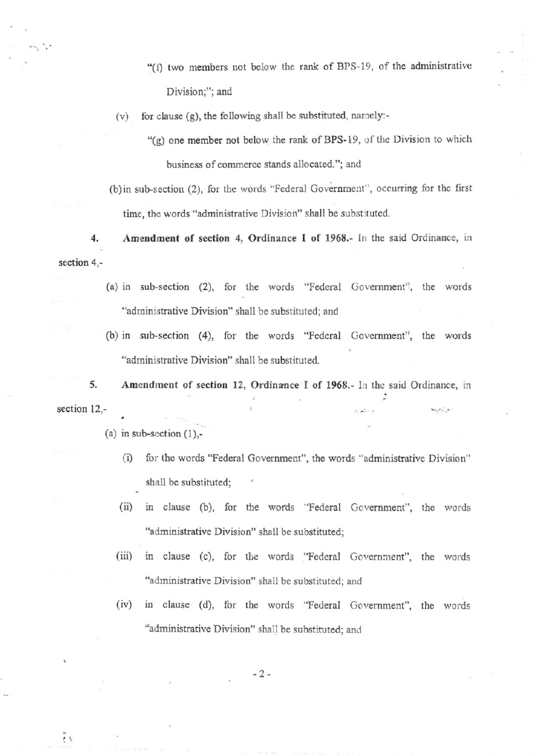"(f) two members not below the rank of BPS-19, of the administrative Division;"; and

(v) for clause (g), the following shall be substituted, namely:-

"(g) one member not below the rank of BPS-19, of the Division to which business of commerce stands allocated."; and

(b) in sub-section (2), for the words "Federal Government", occurring for the first time, the words "administrative Division" shall be substituted.

**4. Amendment of section 4, Ordinance I of 1968.-** In the said Ordinance, in section 4,-

(a) in sub-section (2), for the words "Federal Government", the words "administrative Division" shall be substituted; and

(b) in sub-section (4), for the words "Federal Government", the words "administrative Division" shall be substituted.

**5. Amendment of section 12, Ordinance I of 1968.-** In the said Ordinance, in section 12,-

(a) in sub-section (1),-

(i) for the words "Federal Government", the words "administrative Division" shall be substituted;

(ii) in clause (b), for the words "Federal Government", the words "administrative Division" shall be substituted;

(iii) in clause (c), for the words "Federal Government", the words "administrative Division" shall be substituted; and

(iv) in clause (d), for the words "Federal Government", the words "administrative Division" shall be substituted; and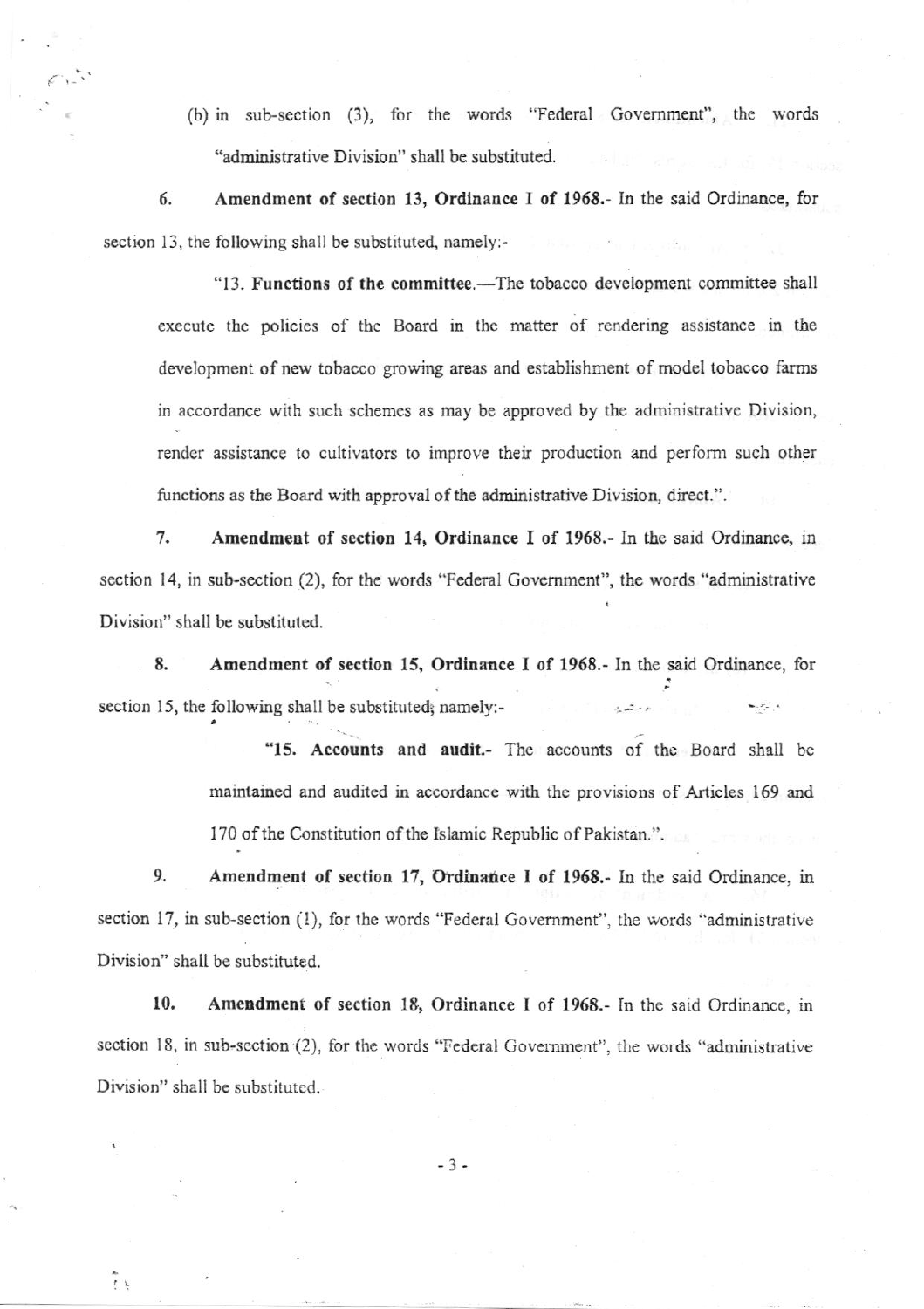(b) in sub-section (3), for the words "Federal Government", the words "administrative Division" shall be substituted.

6. **Amendment of section 13, Ordinance I of 1968.**- In the said Ordinance, for section 13, the following shall be substituted, namely:-

"13. **Functions of the committee.**—The tobacco development committee shall execute the policies of the Board in the matter of rendering assistance in the development of new tobacco growing areas and establishment of model tobacco farms in accordance with such schemes as may be approved by the administrative Division, render assistance to cultivators to improve their production and perform such other functions as the Board with approval of the administrative Division, direct.".

7. **Amendment of section 14, Ordinance I of 1968.**- In the said Ordinance, in section 14, in sub-section (2), for the words "Federal Government", the words "administrative Division" shall be substituted.

8. **Amendment of section 15, Ordinance I of 1968.**- In the said Ordinance, for section 15, the following shall be substituted, namely:-

"**15. Accounts and audit.**- The accounts of the Board shall be maintained and audited in accordance with the provisions of Articles 169 and 170 of the Constitution of the Islamic Republic of Pakistan.".

9. **Amendment of section 17, Ordinance I of 1968.**- In the said Ordinance, in section 17, in sub-section (1), for the words "Federal Government", the words "administrative Division" shall be substituted.

10. **Amendment of section 18, Ordinance I of 1968.**- In the said Ordinance, in section 18, in sub-section (2), for the words "Federal Government", the words "administrative Division" shall be substituted.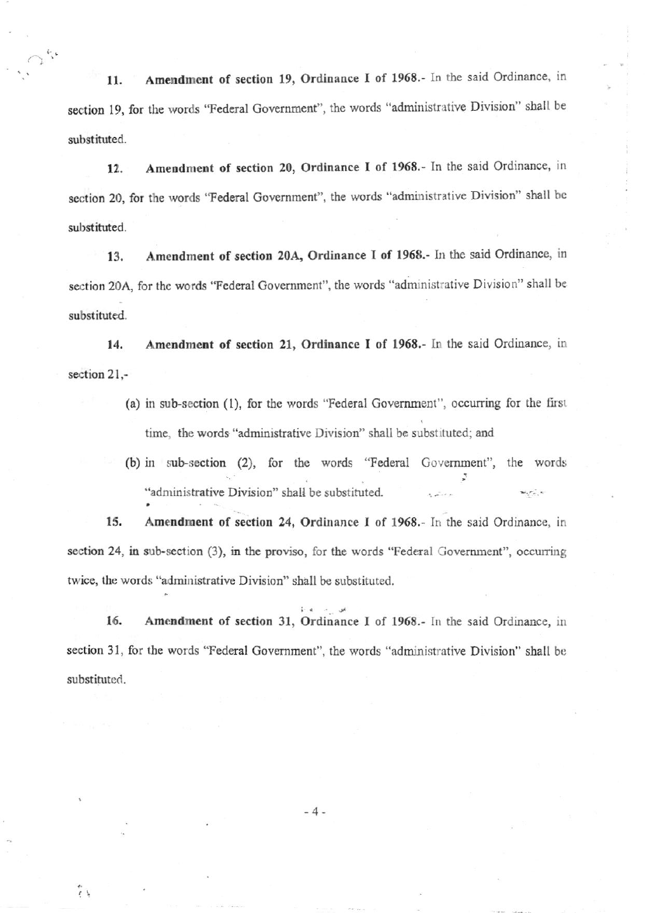11. **Amendment of section 19, Ordinance I of 1968.**- In the said Ordinance, in section 19, for the words "Federal Government", the words "administrative Division" shall be substituted.

12. **Amendment of section 20, Ordinance I of 1968.**- In the said Ordinance, in section 20, for the words "Federal Government", the words "administrative Division" shall be substituted.

13. **Amendment of section 20A, Ordinance I of 1968.**- In the said Ordinance, in section 20A, for the words "Federal Government", the words "administrative Division" shall be substituted.

14. **Amendment of section 21, Ordinance I of 1968.**- In the said Ordinance, in section 21,-

   (a) in sub-section (1), for the words "Federal Government", occurring for the first time, the words "administrative Division" shall be substituted; and

   (b) in sub-section (2), for the words "Federal Government", the words "administrative Division" shall be substituted.

15. **Amendment of section 24, Ordinance I of 1968.**- In the said Ordinance, in section 24, in sub-section (3), in the proviso, for the words "Federal Government", occurring twice, the words "administrative Division" shall be substituted.

16. **Amendment of section 31, Ordinance I of 1968.**- In the said Ordinance, in section 31, for the words "Federal Government", the words "administrative Division" shall be substituted.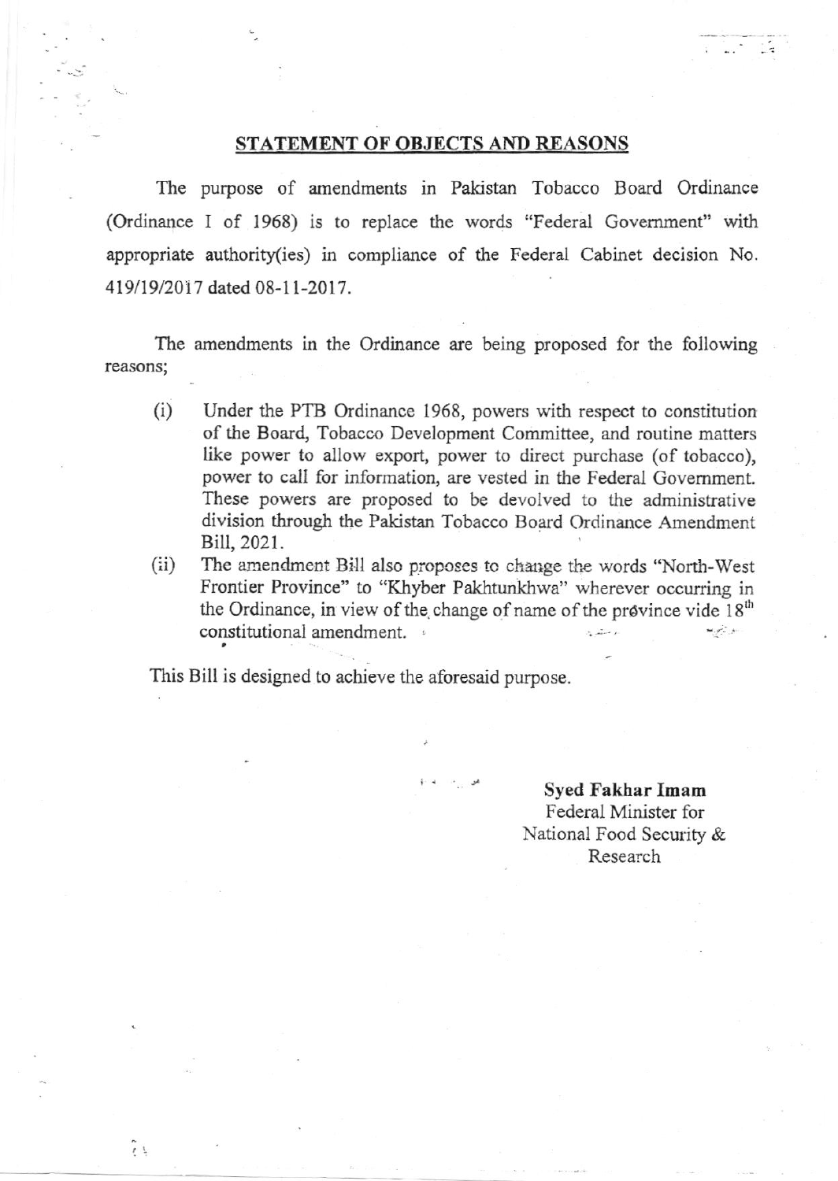## STATEMENT OF OBJECTS AND REASONS

The purpose of amendments in Pakistan Tobacco Board Ordinance (Ordinance I of 1968) is to replace the words "Federal Government" with appropriate authority(ies) in compliance of the Federal Cabinet decision No. 419/19/2017 dated 08-11-2017.

The amendments in the Ordinance are being proposed for the following reasons;

(i) Under the PTB Ordinance 1968, powers with respect to constitution of the Board, Tobacco Development Committee, and routine matters like power to allow export, power to direct purchase (of tobacco), power to call for information, are vested in the Federal Government. These powers are proposed to be devolved to the administrative division through the Pakistan Tobacco Board Ordinance Amendment Bill, 2021.

(ii) The amendment Bill also proposes to change the words "North-West Frontier Province" to "Khyber Pakhtunkhwa" wherever occurring in the Ordinance, in view of the change of name of the province vide 18th constitutional amendment.

This Bill is designed to achieve the aforesaid purpose.

**Syed Fakhar Imam**
Federal Minister for
National Food Security &
Research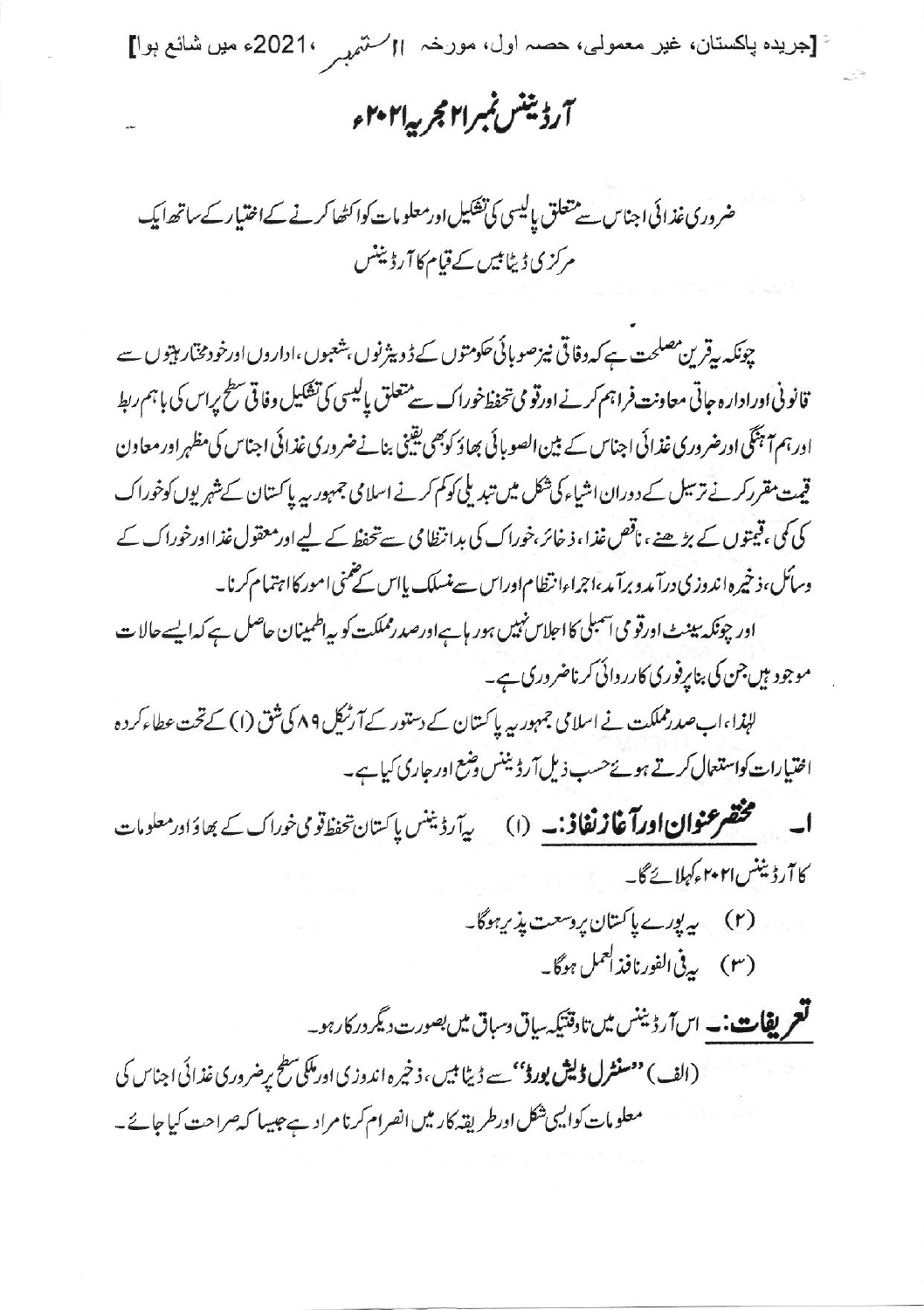[جریدہ پاکستان، غیر معمولی، حصہ اول، مورخہ ۱۱ ستمبر، 2021ء میں شائع ہوا]

# آرڈیننس نمبر ۲۱ مجریہ ۲۰۲۱ء

ضروری غذائی اجناس سے متعلق پالیسی کی تشکیل اور معلومات کو اکٹھا کرنے کے اختیار کے ساتھ ایک مرکزی ڈیٹا بیس کے قیام کا آرڈیننس

چونکہ یہ قرین مصلحت ہے کہ وفاقی نیز صوبائی حکومتوں کے ڈویژنوں، شعبوں، اداروں اور خود مختار ہیتوں سے قانونی اور ادارہ جاتی معاونت فراہم کرنے اور قومی تحفظ خوراک سے متعلق پالیسی کی تشکیل وفاقی سطح پر اس کی باہم ربط اور ہم آہنگی اور ضروری غذائی اجناس کے بین الصوبائی بھاؤ کو بھی یقینی بنانے ضروری غذائی اجناس کی مظہر اور معاون قیمت مقرر کرنے ترسیل کے دوران اشیاء کی شکل میں تبدیلی کو کم کرنے اسلامی جمہوریہ پاکستان کے شہریوں کو خوراک کی کمی، قیمتوں کے بڑھنے، ناقص غذا، ذخائر، خوراک کی بدانتظامی سے تحفظ کے لیے اور معقول غذا اور خوراک کے وسائل، ذخیرہ اندوزی درآمد و برآمد، اجراء انتظام اور اس سے منسلک یا اس کے ضمنی امور کا اہتمام کرنا۔

اور چونکہ سینٹ اور قومی اسمبلی کا اجلاس نہیں ہو رہا ہے اور صدر مملکت کو یہ اطمینان حاصل ہے کہ ایسے حالات موجود ہیں جن کی بنا پر فوری کارروائی کرنا ضروری ہے۔

لہٰذا، اب صدر مملکت نے اسلامی جمہوریہ پاکستان کے دستور کے آرٹیکل ۸۹ کی شق (۱) کے تحت عطاء کردہ اختیارات کو استعمال کرتے ہوئے حسب ذیل آرڈیننس وضع اور جاری کیا ہے۔

۱۔ **مختصر عنوان اور آغاز نفاذ:۔** (۱) یہ آرڈیننس پاکستان تحفظ قومی خوراک کے بھاؤ اور معلومات کا آرڈیننس ۲۰۲۱ء کہلائے گا۔

(۲) یہ پورے پاکستان پر وسعت پذیر ہوگا۔

(۳) یہ فی الفور نافذ العمل ہوگا۔

**تعریفات:۔** اس آرڈیننس میں تاوقتیکہ سیاق و سباق میں بصورت دیگر درکار ہو۔

(الف) "سنٹرل ڈیش بورڈ" سے ڈیٹا بیس، ذخیرہ اندوزی اور ملکی سطح پر ضروری غذائی اجناس کی معلومات کو ایسی شکل اور طریقہ کار میں انصرام کرنا مراد ہے جیسا کہ صراحت کیا جائے۔